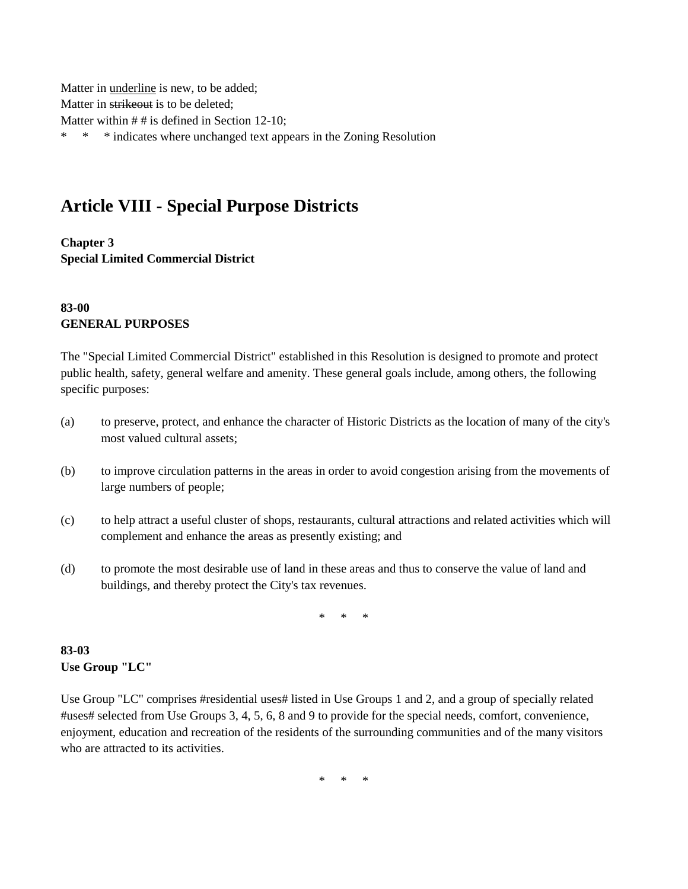Matter in <u>underline</u> is new, to be added;
Matter in ~~strikeout~~ is to be deleted;
Matter within # # is defined in Section 12-10;
\* \* \* indicates where unchanged text appears in the Zoning Resolution

# Article VIII - Special Purpose Districts

**Chapter 3**
**Special Limited Commercial District**

**83-00**
**GENERAL PURPOSES**

The "Special Limited Commercial District" established in this Resolution is designed to promote and protect public health, safety, general welfare and amenity. These general goals include, among others, the following specific purposes:

(a) to preserve, protect, and enhance the character of Historic Districts as the location of many of the city's most valued cultural assets;

(b) to improve circulation patterns in the areas in order to avoid congestion arising from the movements of large numbers of people;

(c) to help attract a useful cluster of shops, restaurants, cultural attractions and related activities which will complement and enhance the areas as presently existing; and

(d) to promote the most desirable use of land in these areas and thus to conserve the value of land and buildings, and thereby protect the City's tax revenues.

\* \* \*

**83-03**
**Use Group "LC"**

Use Group "LC" comprises #residential uses# listed in Use Groups 1 and 2, and a group of specially related #uses# selected from Use Groups 3, 4, 5, 6, 8 and 9 to provide for the special needs, comfort, convenience, enjoyment, education and recreation of the residents of the surrounding communities and of the many visitors who are attracted to its activities.

\* \* \*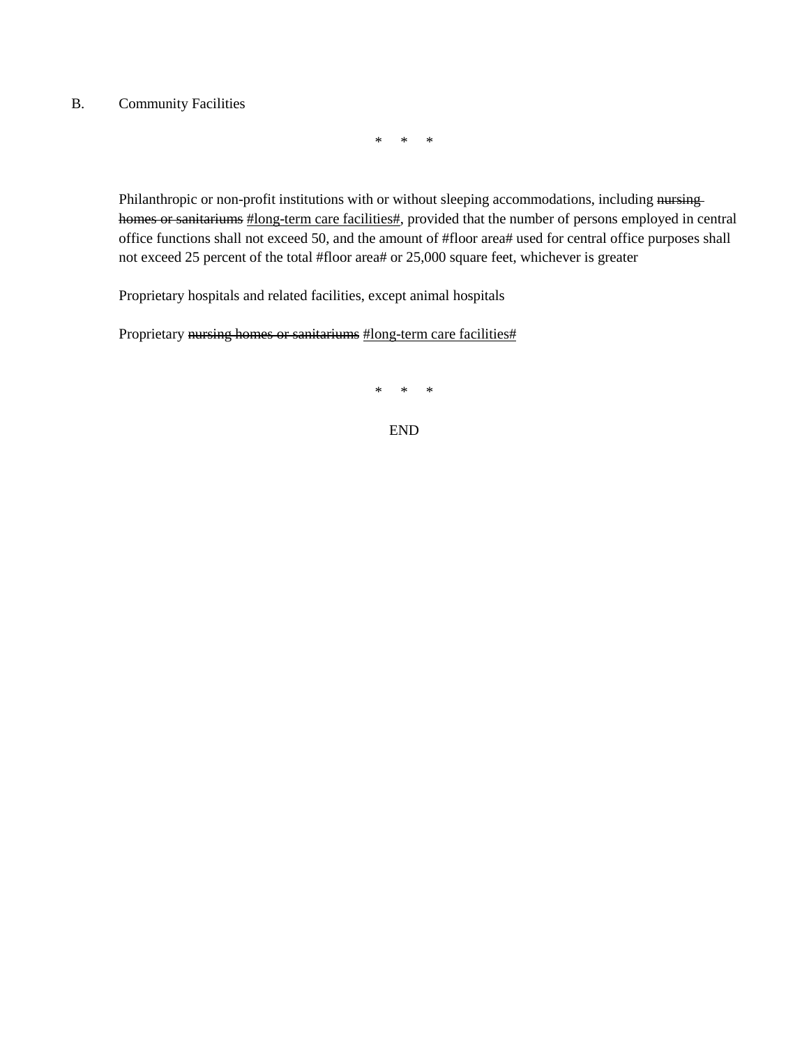B. Community Facilities

\* \* \*

Philanthropic or non-profit institutions with or without sleeping accommodations, including ~~nursing homes or sanitariums~~ <u>#long-term care facilities#</u>, provided that the number of persons employed in central office functions shall not exceed 50, and the amount of #floor area# used for central office purposes shall not exceed 25 percent of the total #floor area# or 25,000 square feet, whichever is greater

Proprietary hospitals and related facilities, except animal hospitals

Proprietary ~~nursing homes or sanitariums~~ <u>#long-term care facilities#</u>

\* \* \*

END